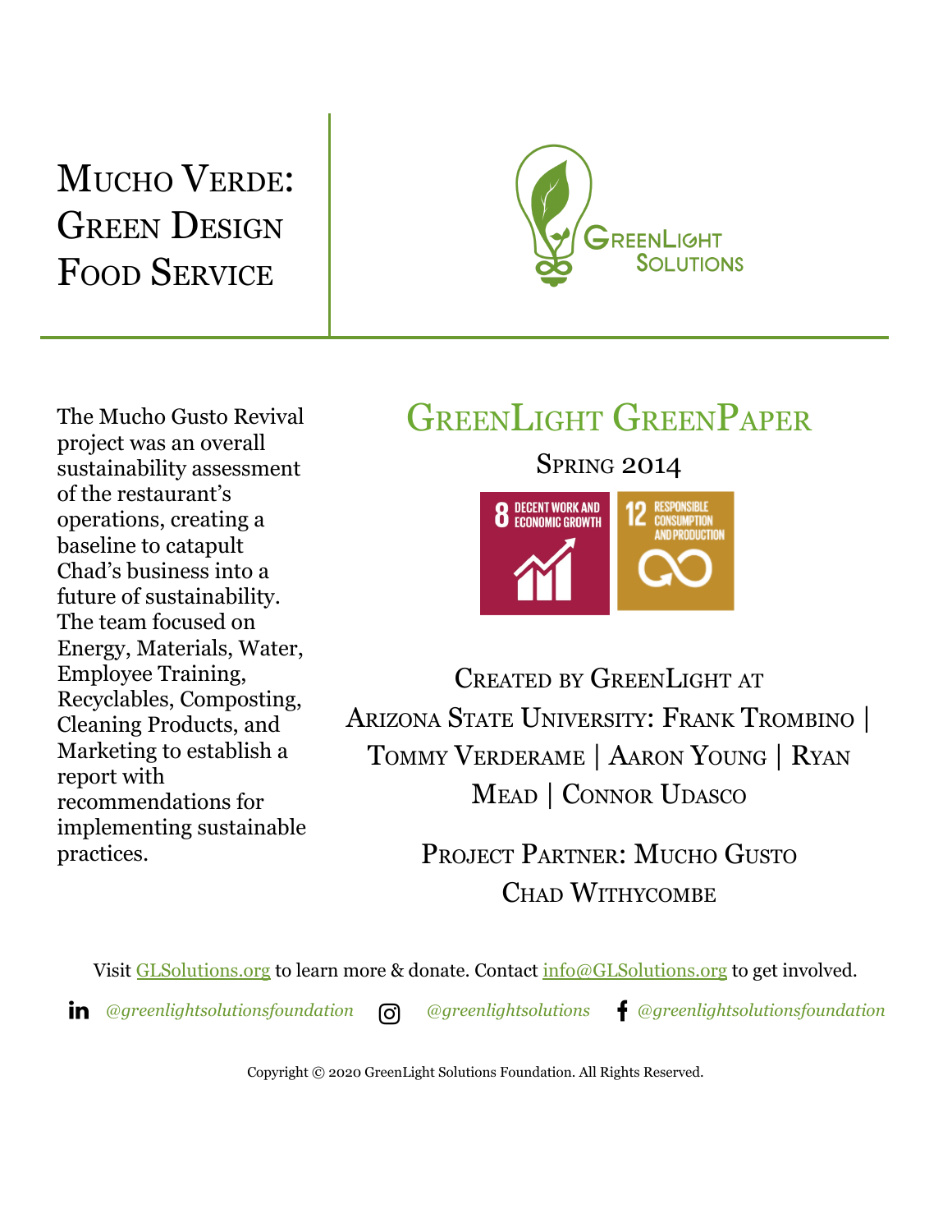# Mucho Verde: Green Design Food Service

GreenLight Solutions

The Mucho Gusto Revival project was an overall sustainability assessment of the restaurant's operations, creating a baseline to catapult Chad's business into a future of sustainability. The team focused on Energy, Materials, Water, Employee Training, Recyclables, Composting, Cleaning Products, and Marketing to establish a report with recommendations for implementing sustainable practices.

## GreenLight GreenPaper

Spring 2014

8 DECENT WORK AND ECONOMIC GROWTH

12 RESPONSIBLE CONSUMPTION AND PRODUCTION

Created by GreenLight at Arizona State University: Frank Trombino | Tommy Verderame | Aaron Young | Ryan Mead | Connor Udasco

Project Partner: Mucho Gusto
Chad Withycombe

Visit GLSolutions.org to learn more & donate. Contact info@GLSolutions.org to get involved.

*@greenlightsolutionsfoundation* *@greenlightsolutions* *@greenlightsolutionsfoundation*

Copyright © 2020 GreenLight Solutions Foundation. All Rights Reserved.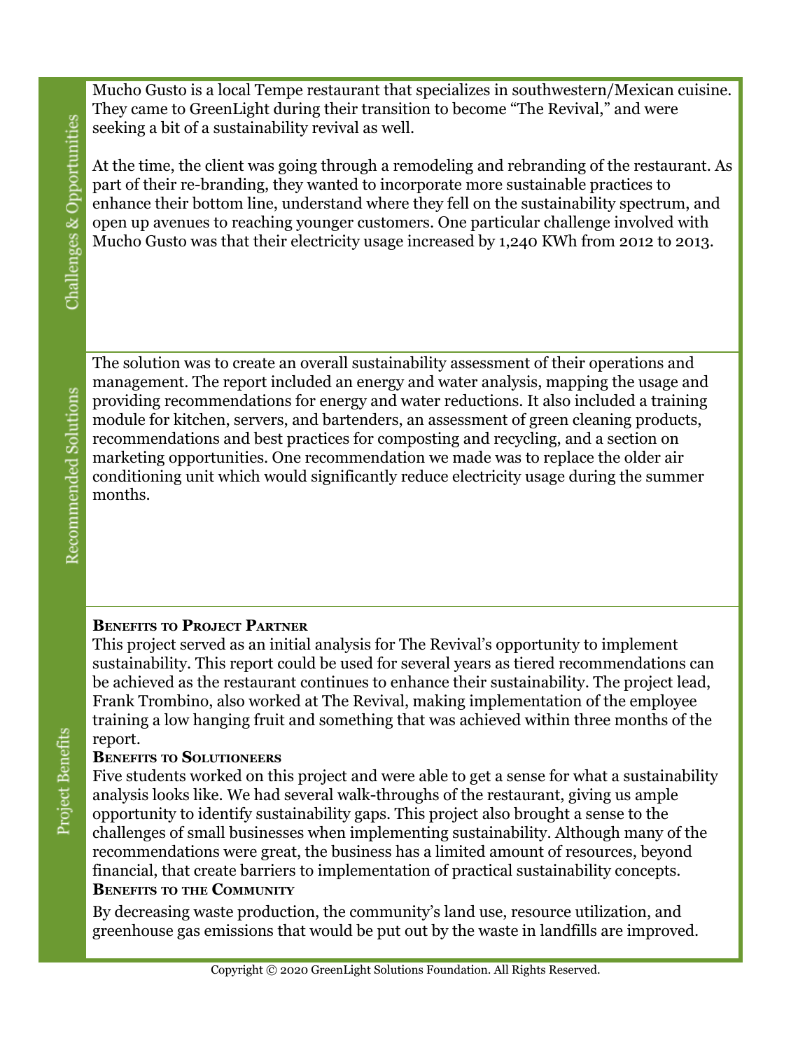## Challenges & Opportunities

Mucho Gusto is a local Tempe restaurant that specializes in southwestern/Mexican cuisine. They came to GreenLight during their transition to become "The Revival," and were seeking a bit of a sustainability revival as well.

At the time, the client was going through a remodeling and rebranding of the restaurant. As part of their re-branding, they wanted to incorporate more sustainable practices to enhance their bottom line, understand where they fell on the sustainability spectrum, and open up avenues to reaching younger customers. One particular challenge involved with Mucho Gusto was that their electricity usage increased by 1,240 KWh from 2012 to 2013.

## Recommended Solutions

The solution was to create an overall sustainability assessment of their operations and management. The report included an energy and water analysis, mapping the usage and providing recommendations for energy and water reductions. It also included a training module for kitchen, servers, and bartenders, an assessment of green cleaning products, recommendations and best practices for composting and recycling, and a section on marketing opportunities. One recommendation we made was to replace the older air conditioning unit which would significantly reduce electricity usage during the summer months.

## Project Benefits

**Benefits to Project Partner**

This project served as an initial analysis for The Revival's opportunity to implement sustainability. This report could be used for several years as tiered recommendations can be achieved as the restaurant continues to enhance their sustainability. The project lead, Frank Trombino, also worked at The Revival, making implementation of the employee training a low hanging fruit and something that was achieved within three months of the report.

**Benefits to Solutioneers**

Five students worked on this project and were able to get a sense for what a sustainability analysis looks like. We had several walk-throughs of the restaurant, giving us ample opportunity to identify sustainability gaps. This project also brought a sense to the challenges of small businesses when implementing sustainability. Although many of the recommendations were great, the business has a limited amount of resources, beyond financial, that create barriers to implementation of practical sustainability concepts.

**Benefits to the Community**

By decreasing waste production, the community's land use, resource utilization, and greenhouse gas emissions that would be put out by the waste in landfills are improved.

Copyright © 2020 GreenLight Solutions Foundation. All Rights Reserved.